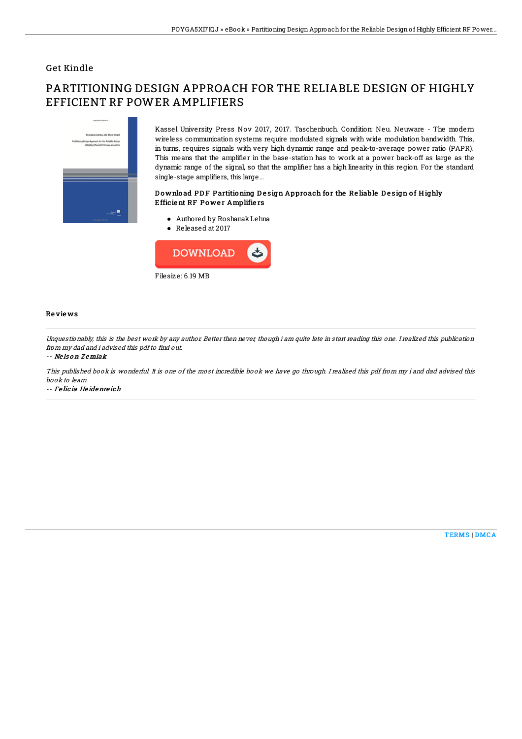## Get Kindle

# PARTITIONING DESIGN APPROACH FOR THE RELIABLE DESIGN OF HIGHLY EFFICIENT RF POWER AMPLIFIERS

Kassel University Press Nov 2017, 2017. Taschenbuch. Condition: Neu. Neuware - The modern wireless communication systems require modulated signals with wide modulation bandwidth. This, in turns, requires signals with very high dynamic range and peak-to-average power ratio (PAPR). This means that the amplifier in the base-station has to work at a power back-off as large as the dynamic range of the signal, so that the amplifier has a high linearity in this region. For the standard single-stage amplifiers, this large...

### Download PDF Partitioning Design Approach for the Reliable Design of Highly Efficient RF Power Amplifiers

- Authored by Roshanak Lehna
- Released at 2017

DOWNLOAD

Filesize: 6.19 MB

### Reviews

*Unquestionably, this is the best work by any author. Better then never, though i am quite late in start reading this one. I realized this publication from my dad and i advised this pdf to find out.*

-- ***Nelson Zemlak***

*This published book is wonderful. It is one of the most incredible book we have go through. I realized this pdf from my i and dad advised this book to learn.*

-- ***Felicia Heidenreich***

TERMS | DMCA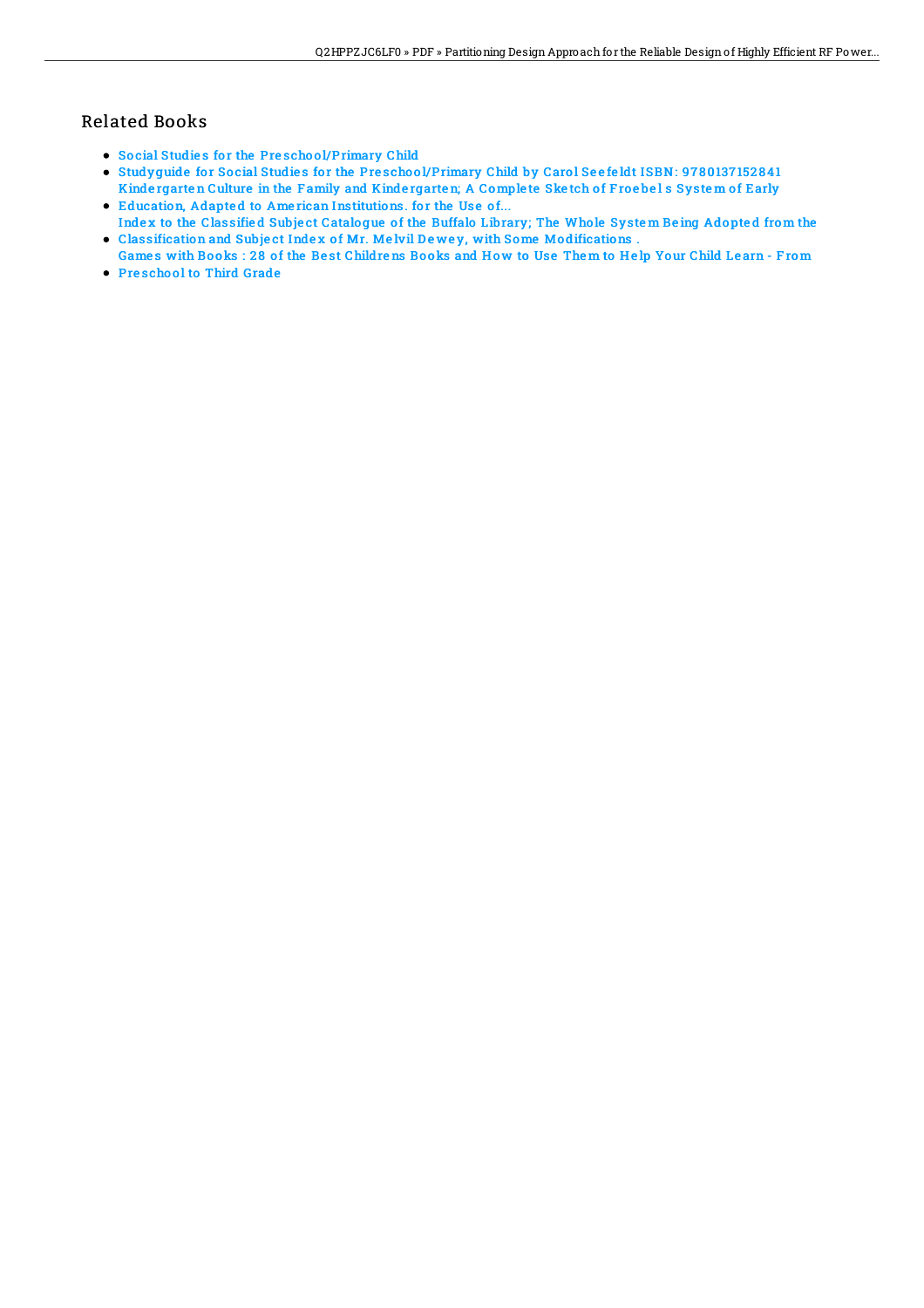## Related Books

- Social Studies for the Preschool/Primary Child
- Studyguide for Social Studies for the Preschool/Primary Child by Carol Seefeldt ISBN: 9780137152841
- Kindergarten Culture in the Family and Kindergarten; A Complete Sketch of Froebel s System of Early Education, Adapted to American Institutions. for the Use of...
- Index to the Classified Subject Catalogue of the Buffalo Library; The Whole System Being Adopted from the Classification and Subject Index of Mr. Melvil Dewey, with Some Modifications .
- Games with Books : 28 of the Best Childrens Books and How to Use Them to Help Your Child Learn - From Preschool to Third Grade